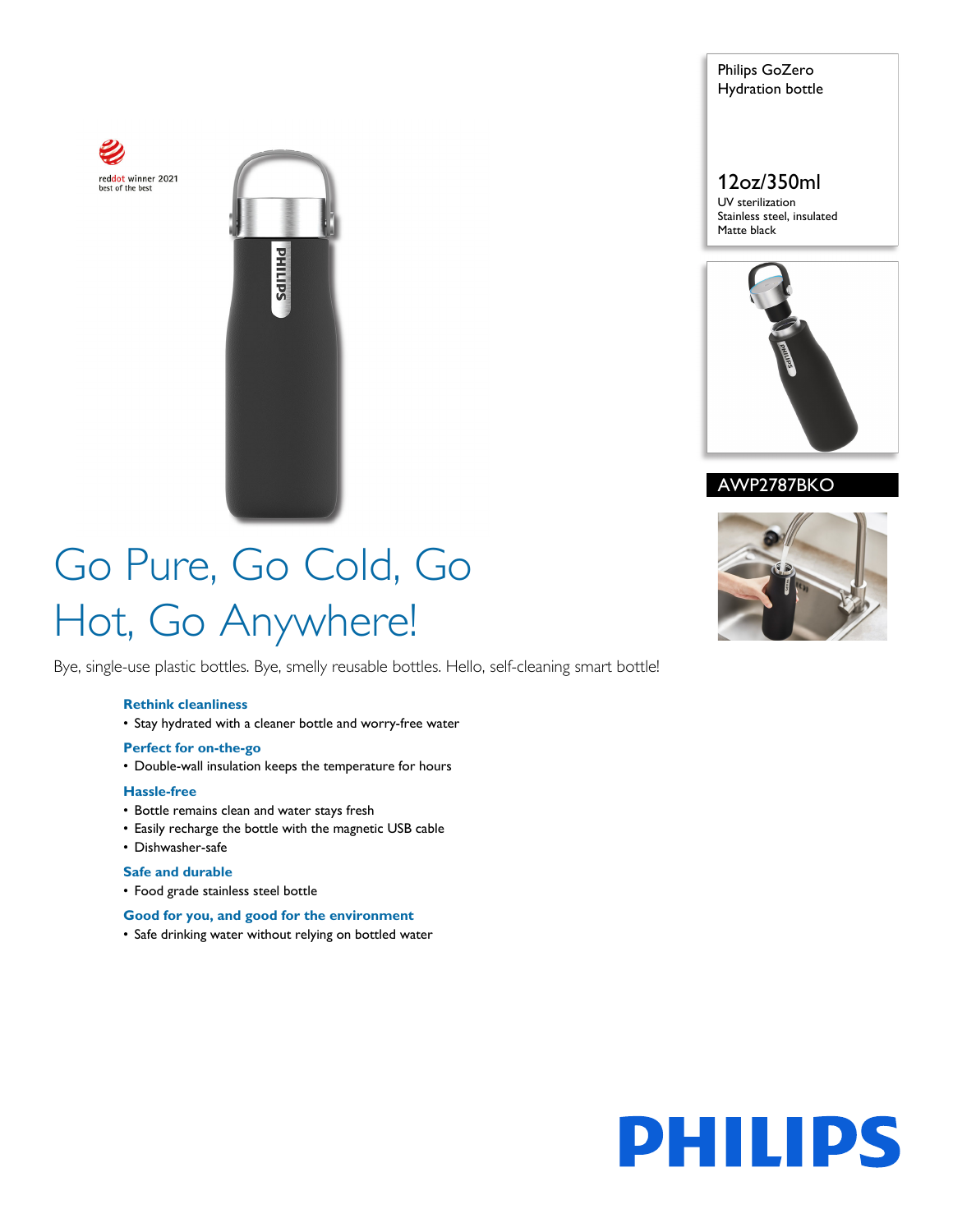Philips GoZero
Hydration bottle

12oz/350ml
UV sterilization
Stainless steel, insulated
Matte black

AWP2787BKO

reddot winner 2021
best of the best

# Go Pure, Go Cold, Go Hot, Go Anywhere!

Bye, single-use plastic bottles. Bye, smelly reusable bottles. Hello, self-cleaning smart bottle!

### Rethink cleanliness
- Stay hydrated with a cleaner bottle and worry-free water

### Perfect for on-the-go
- Double-wall insulation keeps the temperature for hours

### Hassle-free
- Bottle remains clean and water stays fresh
- Easily recharge the bottle with the magnetic USB cable
- Dishwasher-safe

### Safe and durable
- Food grade stainless steel bottle

### Good for you, and good for the environment
- Safe drinking water without relying on bottled water

PHILIPS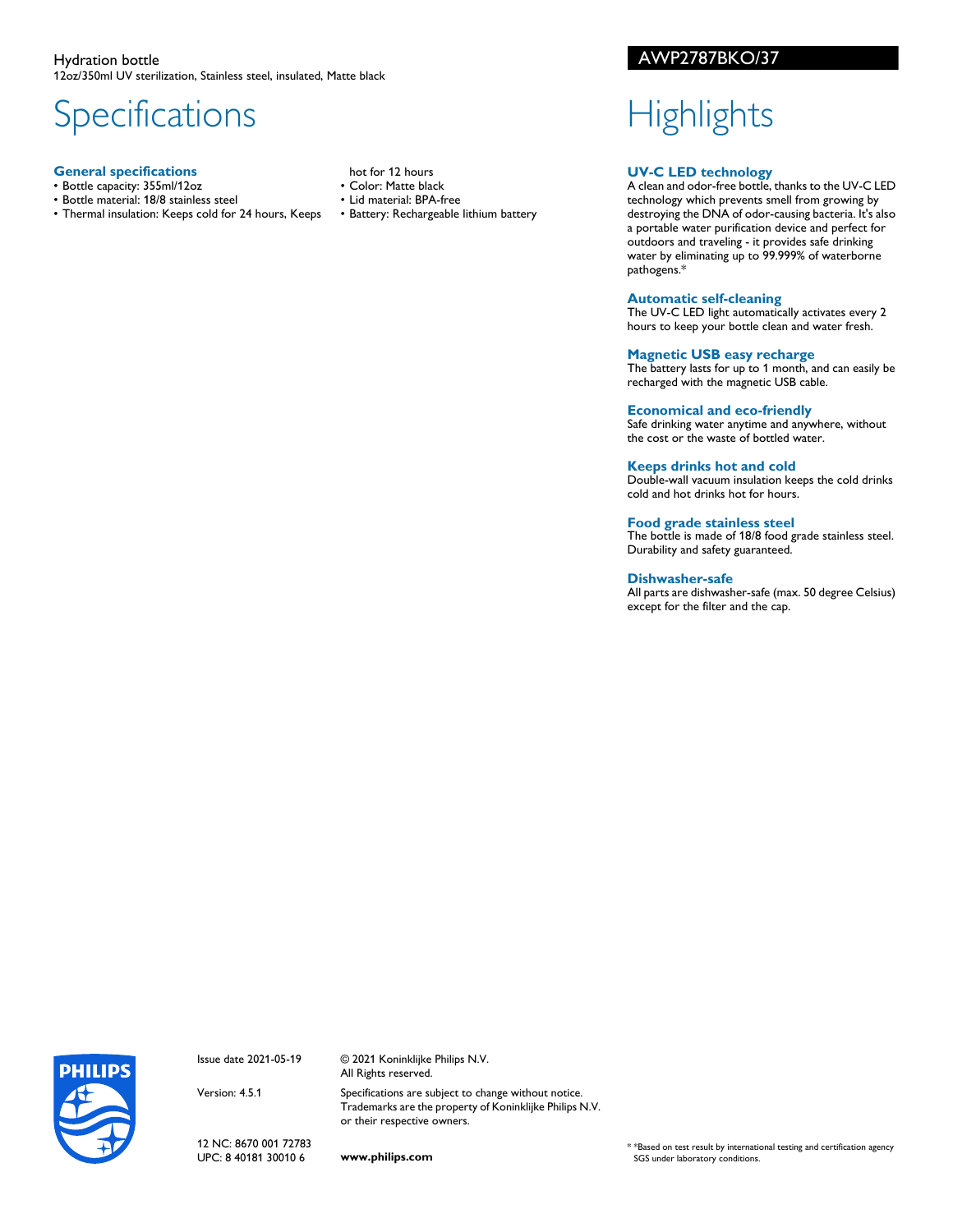Hydration bottle
12oz/350ml UV sterilization, Stainless steel, insulated, Matte black

AWP2787BKO/37

# Specifications

### General specifications

- Bottle capacity: 355ml/12oz
- Bottle material: 18/8 stainless steel
- Thermal insulation: Keeps cold for 24 hours, Keeps hot for 12 hours
- Color: Matte black
- Lid material: BPA-free
- Battery: Rechargeable lithium battery

# Highlights

### UV-C LED technology

A clean and odor-free bottle, thanks to the UV-C LED technology which prevents smell from growing by destroying the DNA of odor-causing bacteria. It's also a portable water purification device and perfect for outdoors and traveling - it provides safe drinking water by eliminating up to 99.999% of waterborne pathogens.*

### Automatic self-cleaning

The UV-C LED light automatically activates every 2 hours to keep your bottle clean and water fresh.

### Magnetic USB easy recharge

The battery lasts for up to 1 month, and can easily be recharged with the magnetic USB cable.

### Economical and eco-friendly

Safe drinking water anytime and anywhere, without the cost or the waste of bottled water.

### Keeps drinks hot and cold

Double-wall vacuum insulation keeps the cold drinks cold and hot drinks hot for hours.

### Food grade stainless steel

The bottle is made of 18/8 food grade stainless steel. Durability and safety guaranteed.

### Dishwasher-safe

All parts are dishwasher-safe (max. 50 degree Celsius) except for the filter and the cap.

Issue date 2021-05-19

Version: 4.5.1

12 NC: 8670 001 72783
UPC: 8 40181 30010 6

© 2021 Koninklijke Philips N.V.
All Rights reserved.

Specifications are subject to change without notice. Trademarks are the property of Koninklijke Philips N.V. or their respective owners.

**www.philips.com**

* *Based on test result by international testing and certification agency SGS under laboratory conditions.